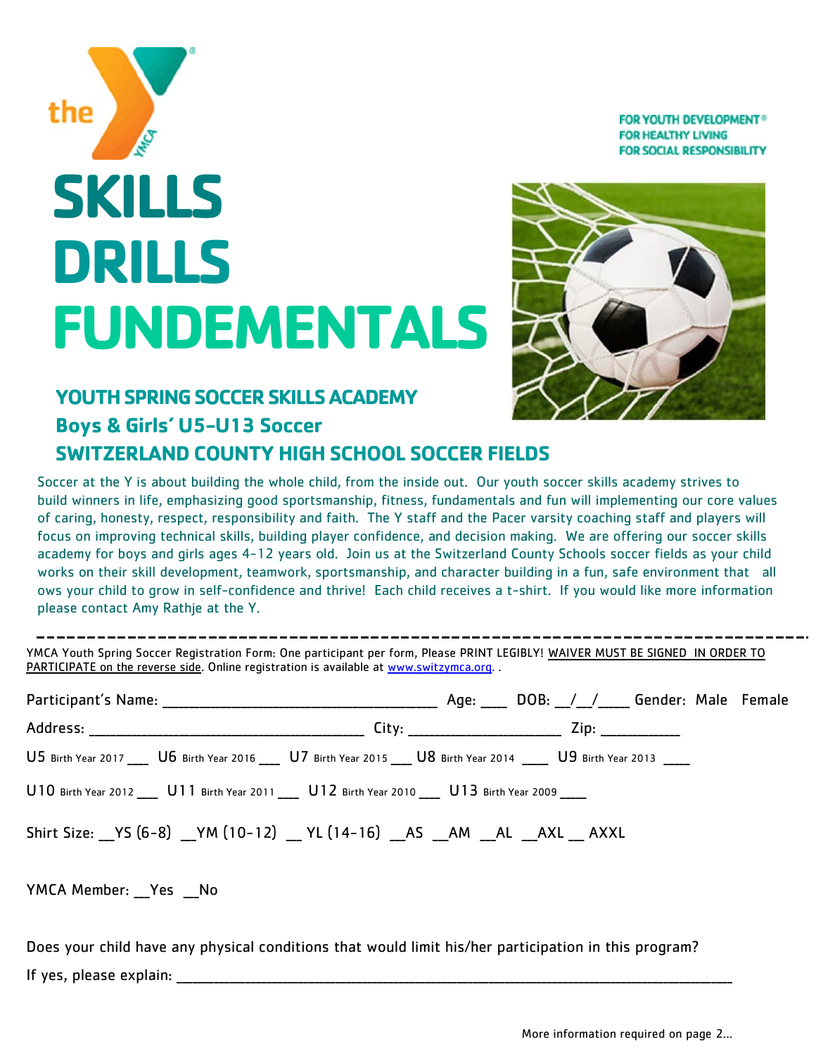FOR YOUTH DEVELOPMENT®
FOR HEALTHY LIVING
FOR SOCIAL RESPONSIBILITY

# SKILLS
# DRILLS
# FUNDEMENTALS

### YOUTH SPRING SOCCER SKILLS ACADEMY
### Boys & Girls' U5-U13 Soccer
### SWITZERLAND COUNTY HIGH SCHOOL SOCCER FIELDS

Soccer at the Y is about building the whole child, from the inside out. Our youth soccer skills academy strives to build winners in life, emphasizing good sportsmanship, fitness, fundamentals and fun will implementing our core values of caring, honesty, respect, responsibility and faith. The Y staff and the Pacer varsity coaching staff and players will focus on improving technical skills, building player confidence, and decision making. We are offering our soccer skills academy for boys and girls ages 4-12 years old. Join us at the Switzerland County Schools soccer fields as your child works on their skill development, teamwork, sportsmanship, and character building in a fun, safe environment that all ows your child to grow in self-confidence and thrive! Each child receives a t-shirt. If you would like more information please contact Amy Rathje at the Y.

---

YMCA Youth Spring Soccer Registration Form: One participant per form, Please PRINT LEGIBLY! WAIVER MUST BE SIGNED IN ORDER TO PARTICIPATE on the reverse side. Online registration is available at www.switzymca.org. .

Participant's Name: ______________________________ Age: ___ DOB: __/__/____ Gender: Male Female

Address: ______________________________ City: ________________ Zip: _________

U5 Birth Year 2017 ___ U6 Birth Year 2016 ___ U7 Birth Year 2015 ___ U8 Birth Year 2014 ____ U9 Birth Year 2013 ____

U10 Birth Year 2012 ___ U11 Birth Year 2011 ___ U12 Birth Year 2010 ___ U13 Birth Year 2009 ____

Shirt Size: __YS (6-8) __YM (10-12) __ YL (14-16) __AS __AM __AL __AXL __ AXXL

YMCA Member: __Yes __No

Does your child have any physical conditions that would limit his/her participation in this program?

If yes, please explain: ____________________________________________________________

More information required on page 2...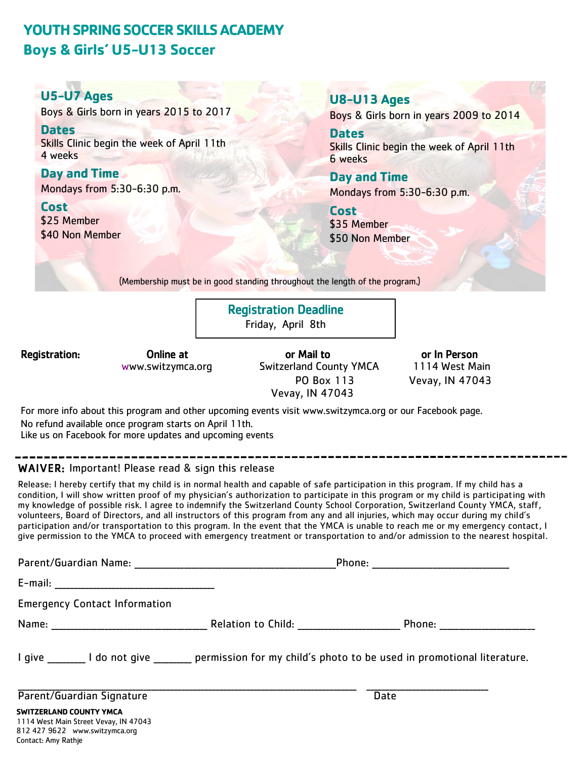# YOUTH SPRING SOCCER SKILLS ACADEMY

## Boys & Girls' U5-U13 Soccer

### U5-U7 Ages

Boys & Girls born in years 2015 to 2017

### Dates

Skills Clinic begin the week of April 11th
4 weeks

### Day and Time

Mondays from 5:30-6:30 p.m.

### Cost

$25 Member
$40 Non Member

### U8-U13 Ages

Boys & Girls born in years 2009 to 2014

### Dates

Skills Clinic begin the week of April 11th
6 weeks

### Day and Time

Mondays from 5:30-6:30 p.m.

### Cost

$35 Member
$50 Non Member

(Membership must be in good standing throughout the length of the program.)

**Registration Deadline**
Friday, April 8th

**Registration:**

**Online at**
www.switzymca.org

**or Mail to**
Switzerland County YMCA
PO Box 113
Vevay, IN 47043

**or In Person**
1114 West Main
Vevay, IN 47043

For more info about this program and other upcoming events visit www.switzymca.org or our Facebook page.
No refund available once program starts on April 11th.
Like us on Facebook for more updates and upcoming events

---

**WAIVER:** Important! Please read & sign this release

Release: I hereby certify that my child is in normal health and capable of safe participation in this program. If my child has a condition, I will show written proof of my physician's authorization to participate in this program or my child is participating with my knowledge of possible risk. I agree to indemnify the Switzerland County School Corporation, Switzerland County YMCA, staff, volunteers, Board of Directors, and all instructors of this program from any and all injuries, which may occur during my child's participation and/or transportation to this program. In the event that the YMCA is unable to reach me or my emergency contact, I give permission to the YMCA to proceed with emergency treatment or transportation to and/or admission to the nearest hospital.

Parent/Guardian Name: ______________________________ Phone: ____________________

E-mail: ________________________

Emergency Contact Information

Name: ______________________ Relation to Child: _______________ Phone: ______________

I give _______ I do not give _______ permission for my child's photo to be used in promotional literature.

___________________________________________________ ____________________
Parent/Guardian Signature Date

**SWITZERLAND COUNTY YMCA**
1114 West Main Street Vevay, IN 47043
812 427 9622 www.switzymca.org
Contact: Amy Rathje